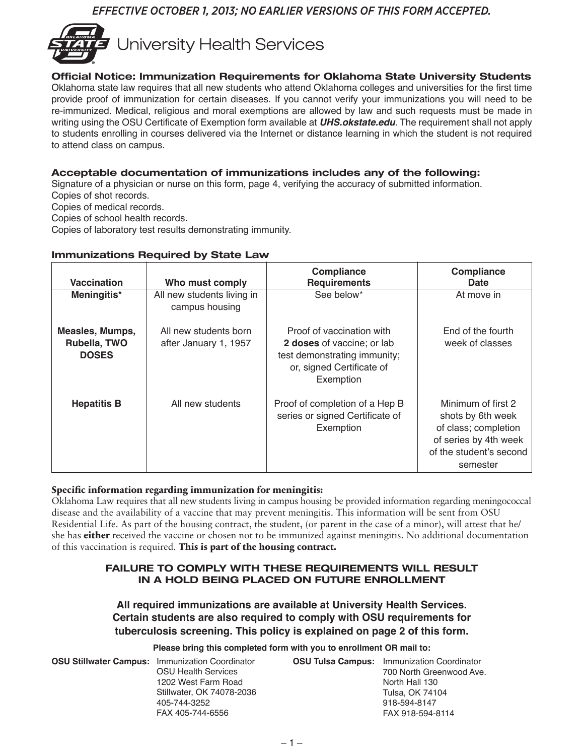*EFFECTIVE OCTOBER 1, 2013; NO EARLIER VERSIONS OF THIS FORM ACCEPTED.*

# University Health Services

## Official Notice: Immunization Requirements for Oklahoma State University Students

Oklahoma state law requires that all new students who attend Oklahoma colleges and universities for the first time provide proof of immunization for certain diseases. If you cannot verify your immunizations you will need to be re-immunized. Medical, religious and moral exemptions are allowed by law and such requests must be made in writing using the OSU Certificate of Exemption form available at ***UHS.okstate.edu***. The requirement shall not apply to students enrolling in courses delivered via the Internet or distance learning in which the student is not required to attend class on campus.

## Acceptable documentation of immunizations includes any of the following:

Signature of a physician or nurse on this form, page 4, verifying the accuracy of submitted information.
Copies of shot records.
Copies of medical records.
Copies of school health records.
Copies of laboratory test results demonstrating immunity.

### Immunizations Required by State Law

| Vaccination | Who must comply | Compliance Requirements | Compliance Date |
|---|---|---|---|
| **Meningitis*** | All new students living in campus housing | See below* | At move in |
| **Measles, Mumps, Rubella, TWO DOSES** | All new students born after January 1, 1957 | Proof of vaccination with **2 doses** of vaccine; or lab test demonstrating immunity; or, signed Certificate of Exemption | End of the fourth week of classes |
| **Hepatitis B** | All new students | Proof of completion of a Hep B series or signed Certificate of Exemption | Minimum of first 2 shots by 6th week of class; completion of series by 4th week of the student's second semester |

**Specific information regarding immunization for meningitis:**
Oklahoma Law requires that all new students living in campus housing be provided information regarding meningococcal disease and the availability of a vaccine that may prevent meningitis. This information will be sent from OSU Residential Life. As part of the housing contract, the student, (or parent in the case of a minor), will attest that he/she has **either** received the vaccine or chosen not to be immunized against meningitis. No additional documentation of this vaccination is required. **This is part of the housing contract.**

**FAILURE TO COMPLY WITH THESE REQUIREMENTS WILL RESULT IN A HOLD BEING PLACED ON FUTURE ENROLLMENT**

**All required immunizations are available at University Health Services. Certain students are also required to comply with OSU requirements for tuberculosis screening. This policy is explained on page 2 of this form.**

**Please bring this completed form with you to enrollment OR mail to:**

**OSU Stillwater Campus:** Immunization Coordinator
OSU Health Services
1202 West Farm Road
Stillwater, OK 74078-2036
405-744-3252
FAX 405-744-6556

**OSU Tulsa Campus:** Immunization Coordinator
700 North Greenwood Ave.
North Hall 130
Tulsa, OK 74104
918-594-8147
FAX 918-594-8114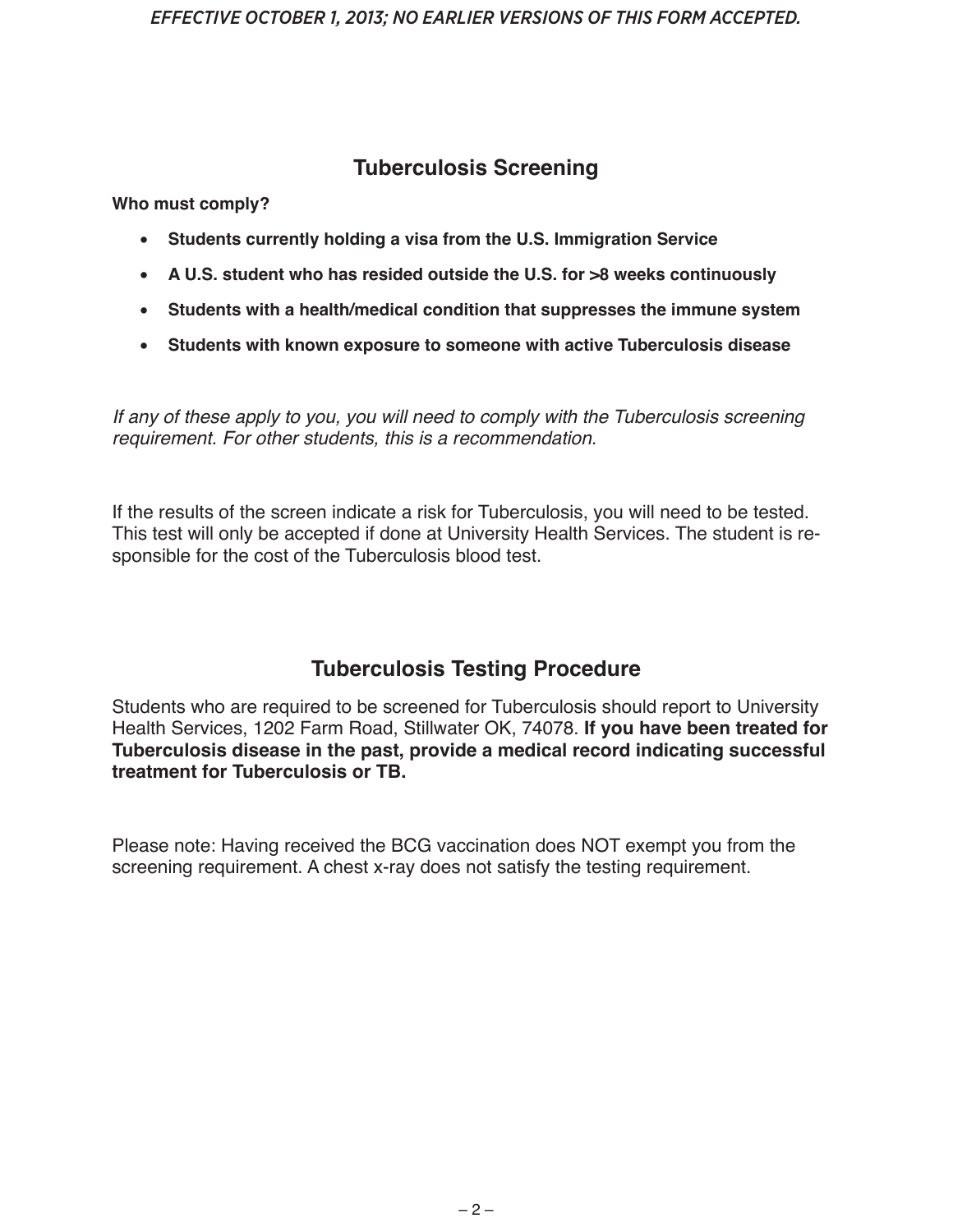*EFFECTIVE OCTOBER 1, 2013; NO EARLIER VERSIONS OF THIS FORM ACCEPTED.*

## Tuberculosis Screening

**Who must comply?**

- **Students currently holding a visa from the U.S. Immigration Service**
- **A U.S. student who has resided outside the U.S. for >8 weeks continuously**
- **Students with a health/medical condition that suppresses the immune system**
- **Students with known exposure to someone with active Tuberculosis disease**

*If any of these apply to you, you will need to comply with the Tuberculosis screening requirement. For other students, this is a recommendation.*

If the results of the screen indicate a risk for Tuberculosis, you will need to be tested. This test will only be accepted if done at University Health Services. The student is responsible for the cost of the Tuberculosis blood test.

## Tuberculosis Testing Procedure

Students who are required to be screened for Tuberculosis should report to University Health Services, 1202 Farm Road, Stillwater OK, 74078. **If you have been treated for Tuberculosis disease in the past, provide a medical record indicating successful treatment for Tuberculosis or TB.**

Please note: Having received the BCG vaccination does NOT exempt you from the screening requirement. A chest x-ray does not satisfy the testing requirement.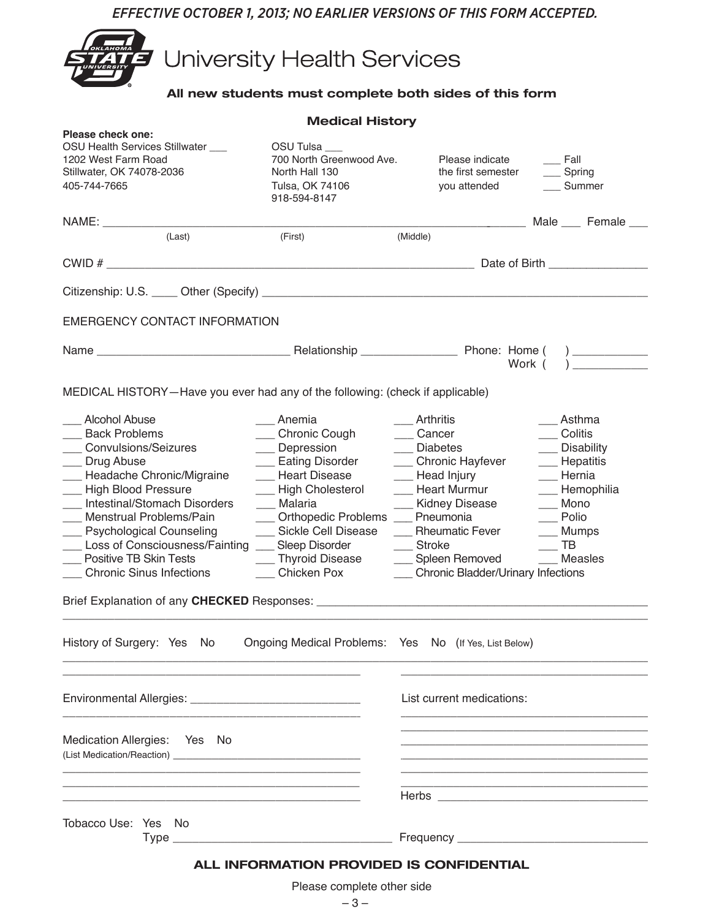*EFFECTIVE OCTOBER 1, 2013; NO EARLIER VERSIONS OF THIS FORM ACCEPTED.*

# University Health Services

**All new students must complete both sides of this form**

## Medical History

**Please check one:**

OSU Health Services Stillwater ___
1202 West Farm Road
Stillwater, OK 74078-2036
405-744-7665

OSU Tulsa ___
700 North Greenwood Ave.
North Hall 130
Tulsa, OK 74106
918-594-8147

Please indicate the first semester you attended ___ Fall ___ Spring ___ Summer

NAME: ______________________________________________ Male ___ Female ___
(Last) (First) (Middle)

CWID # ________________________________________ Date of Birth _______________

Citizenship: U.S. ____ Other (Specify) ________________________________________

EMERGENCY CONTACT INFORMATION

Name _____________________________ Relationship ______________ Phone: Home ( ) ___________
Work ( ) ___________

MEDICAL HISTORY—Have you ever had any of the following: (check if applicable)

| | | | |
|---|---|---|---|
| ___ Alcohol Abuse | ___ Anemia | ___ Arthritis | ___ Asthma |
| ___ Back Problems | ___ Chronic Cough | ___ Cancer | ___ Colitis |
| ___ Convulsions/Seizures | ___ Depression | ___ Diabetes | ___ Disability |
| ___ Drug Abuse | ___ Eating Disorder | ___ Chronic Hayfever | ___ Hepatitis |
| ___ Headache Chronic/Migraine | ___ Heart Disease | ___ Head Injury | ___ Hernia |
| ___ High Blood Pressure | ___ High Cholesterol | ___ Heart Murmur | ___ Hemophilia |
| ___ Intestinal/Stomach Disorders | ___ Malaria | ___ Kidney Disease | ___ Mono |
| ___ Menstrual Problems/Pain | ___ Orthopedic Problems | ___ Pneumonia | ___ Polio |
| ___ Psychological Counseling | ___ Sickle Cell Disease | ___ Rheumatic Fever | ___ Mumps |
| ___ Loss of Consciousness/Fainting | ___ Sleep Disorder | ___ Stroke | ___ TB |
| ___ Positive TB Skin Tests | ___ Thyroid Disease | ___ Spleen Removed | ___ Measles |
| ___ Chronic Sinus Infections | ___ Chicken Pox | ___ Chronic Bladder/Urinary Infections | |

Brief Explanation of any **CHECKED** Responses: ________________________________________
________________________________________________________________________________

History of Surgery: Yes No Ongoing Medical Problems: Yes No (If Yes, List Below)
________________________________________________________________________________
________________________________________ ________________________________________

Environmental Allergies: ____________________________

List current medications:
________________________________________

Medication Allergies: Yes No
(List Medication/Reaction) ________________________________
________________________________________
________________________________________
________________________________________

Herbs ______________________________

Tobacco Use: Yes No
Type ______________________________ Frequency ______________________________

**ALL INFORMATION PROVIDED IS CONFIDENTIAL**

Please complete other side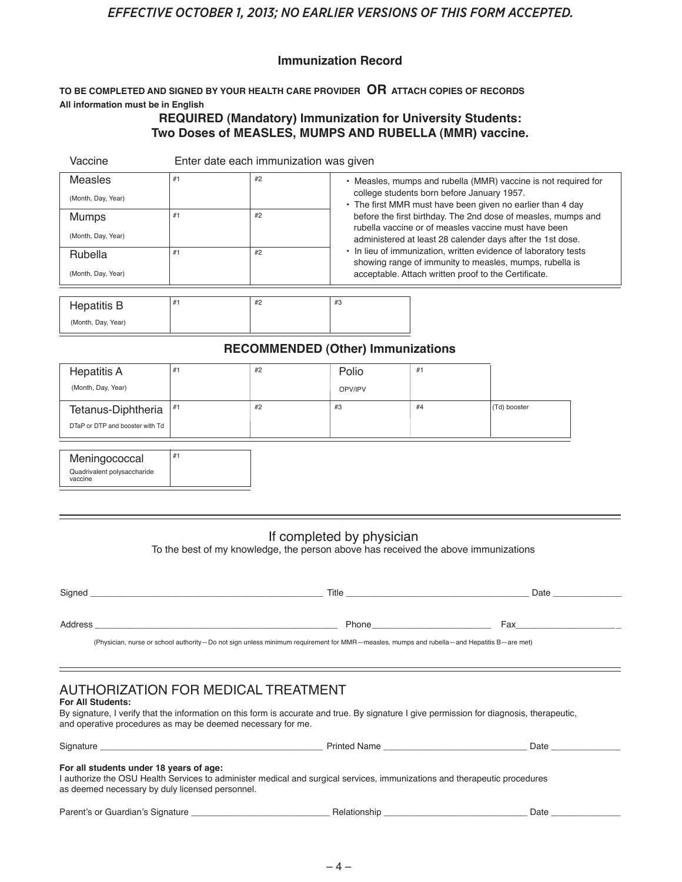*EFFECTIVE OCTOBER 1, 2013; NO EARLIER VERSIONS OF THIS FORM ACCEPTED.*

## Immunization Record

**TO BE COMPLETED AND SIGNED BY YOUR HEALTH CARE PROVIDER OR ATTACH COPIES OF RECORDS**
**All information must be in English**

### REQUIRED (Mandatory) Immunization for University Students: Two Doses of MEASLES, MUMPS AND RUBELLA (MMR) vaccine.

| Vaccine | Enter date each immunization was given | | |
|---|---|---|---|
| Measles (Month, Day, Year) | #1 | #2 | • Measles, mumps and rubella (MMR) vaccine is not required for college students born before January 1957. • The first MMR must have been given no earlier than 4 day before the first birthday. The 2nd dose of measles, mumps and rubella vaccine or of measles vaccine must have been administered at least 28 calender days after the 1st dose. • In lieu of immunization, written evidence of laboratory tests showing range of immunity to measles, mumps, rubella is acceptable. Attach written proof to the Certificate. |
| Mumps (Month, Day, Year) | #1 | #2 | |
| Rubella (Month, Day, Year) | #1 | #2 | |

| | | | |
|---|---|---|---|
| Hepatitis B (Month, Day, Year) | #1 | #2 | #3 |

### RECOMMENDED (Other) Immunizations

| | | | | | |
|---|---|---|---|---|---|
| Hepatitis A (Month, Day, Year) | #1 | #2 | Polio OPV/IPV | #1 | |
| Tetanus-Diphtheria DTaP or DTP and booster with Td | #1 | #2 | #3 | #4 | (Td) booster |

| | |
|---|---|
| Meningococcal Quadrivalent polysaccharide vaccine | #1 |

---

### If completed by physician

To the best of my knowledge, the person above has received the above immunizations

Signed ______________________________ Title ______________________________ Date ____________

Address ______________________________ Phone ____________________ Fax ____________________

(Physician, nurse or school authority—Do not sign unless minimum requirement for MMR—measles, mumps and rubella—and Hepatitis B—are met)

---

## AUTHORIZATION FOR MEDICAL TREATMENT

**For All Students:**

By signature, I verify that the information on this form is accurate and true. By signature I give permission for diagnosis, therapeutic, and operative procedures as may be deemed necessary for me.

Signature ______________________________ Printed Name ______________________________ Date ____________

**For all students under 18 years of age:**

I authorize the OSU Health Services to administer medical and surgical services, immunizations and therapeutic procedures as deemed necessary by duly licensed personnel.

Parent's or Guardian's Signature ______________________________ Relationship ______________________________ Date ____________